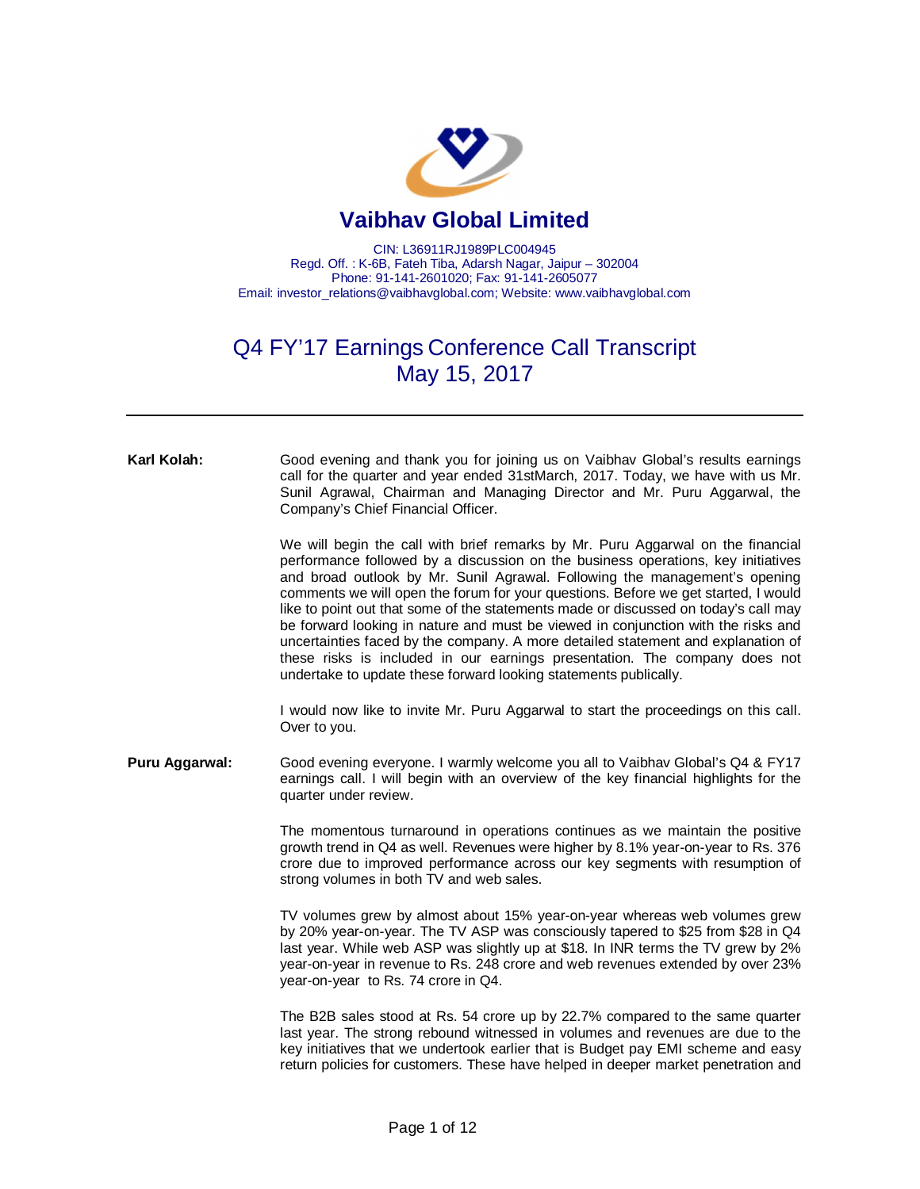# Vaibhav Global Limited

CIN: L36911RJ1989PLC004945
Regd. Off. : K-6B, Fateh Tiba, Adarsh Nagar, Jaipur – 302004
Phone: 91-141-2601020; Fax: 91-141-2605077
Email: investor_relations@vaibhavglobal.com; Website: www.vaibhavglobal.com

## Q4 FY'17 Earnings Conference Call Transcript
## May 15, 2017

---

**Karl Kolah:** Good evening and thank you for joining us on Vaibhav Global's results earnings call for the quarter and year ended 31stMarch, 2017. Today, we have with us Mr. Sunil Agrawal, Chairman and Managing Director and Mr. Puru Aggarwal, the Company's Chief Financial Officer.

We will begin the call with brief remarks by Mr. Puru Aggarwal on the financial performance followed by a discussion on the business operations, key initiatives and broad outlook by Mr. Sunil Agrawal. Following the management's opening comments we will open the forum for your questions. Before we get started, I would like to point out that some of the statements made or discussed on today's call may be forward looking in nature and must be viewed in conjunction with the risks and uncertainties faced by the company. A more detailed statement and explanation of these risks is included in our earnings presentation. The company does not undertake to update these forward looking statements publically.

I would now like to invite Mr. Puru Aggarwal to start the proceedings on this call. Over to you.

**Puru Aggarwal:** Good evening everyone. I warmly welcome you all to Vaibhav Global's Q4 & FY17 earnings call. I will begin with an overview of the key financial highlights for the quarter under review.

The momentous turnaround in operations continues as we maintain the positive growth trend in Q4 as well. Revenues were higher by 8.1% year-on-year to Rs. 376 crore due to improved performance across our key segments with resumption of strong volumes in both TV and web sales.

TV volumes grew by almost about 15% year-on-year whereas web volumes grew by 20% year-on-year. The TV ASP was consciously tapered to $25 from $28 in Q4 last year. While web ASP was slightly up at $18. In INR terms the TV grew by 2% year-on-year in revenue to Rs. 248 crore and web revenues extended by over 23% year-on-year to Rs. 74 crore in Q4.

The B2B sales stood at Rs. 54 crore up by 22.7% compared to the same quarter last year. The strong rebound witnessed in volumes and revenues are due to the key initiatives that we undertook earlier that is Budget pay EMI scheme and easy return policies for customers. These have helped in deeper market penetration and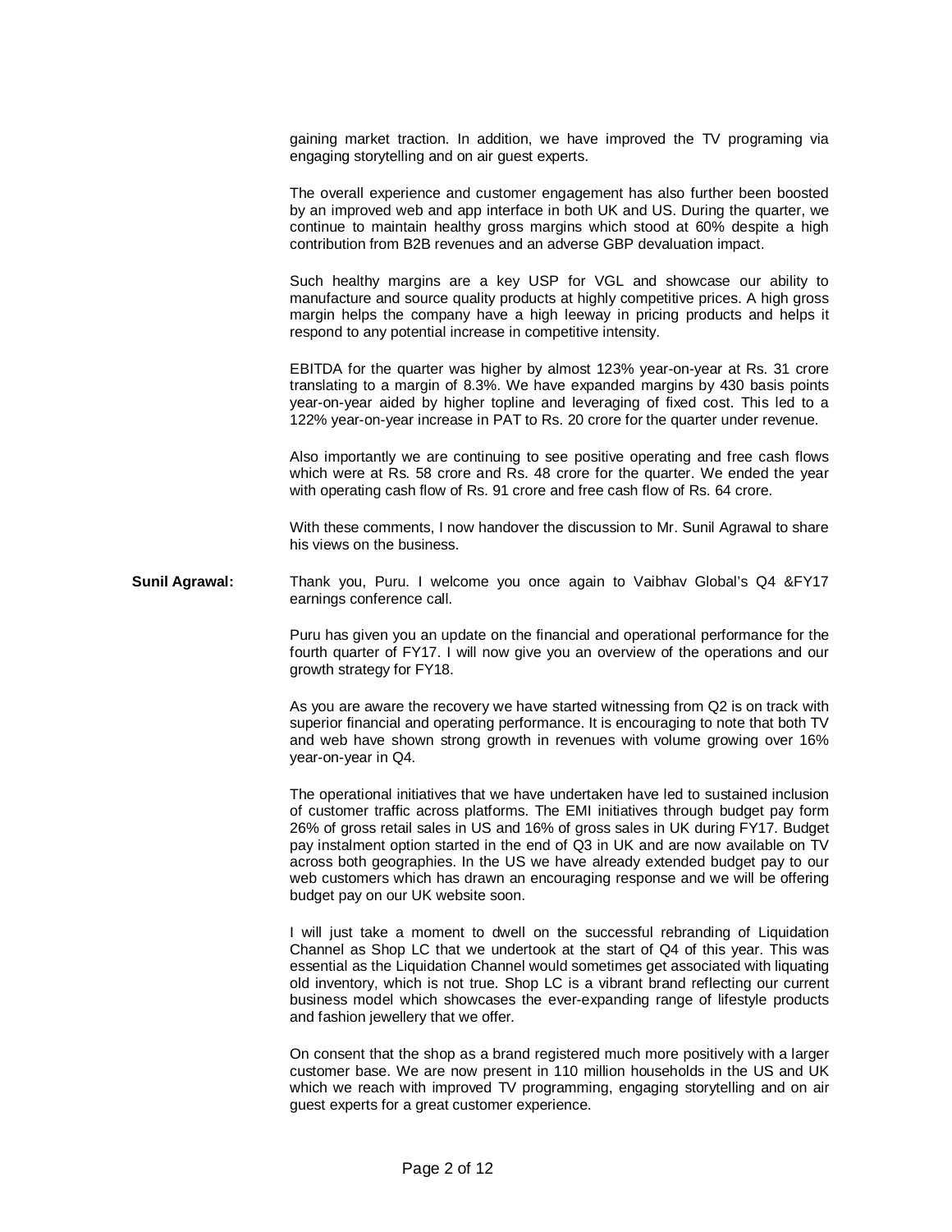gaining market traction. In addition, we have improved the TV programing via engaging storytelling and on air guest experts.

The overall experience and customer engagement has also further been boosted by an improved web and app interface in both UK and US. During the quarter, we continue to maintain healthy gross margins which stood at 60% despite a high contribution from B2B revenues and an adverse GBP devaluation impact.

Such healthy margins are a key USP for VGL and showcase our ability to manufacture and source quality products at highly competitive prices. A high gross margin helps the company have a high leeway in pricing products and helps it respond to any potential increase in competitive intensity.

EBITDA for the quarter was higher by almost 123% year-on-year at Rs. 31 crore translating to a margin of 8.3%. We have expanded margins by 430 basis points year-on-year aided by higher topline and leveraging of fixed cost. This led to a 122% year-on-year increase in PAT to Rs. 20 crore for the quarter under revenue.

Also importantly we are continuing to see positive operating and free cash flows which were at Rs. 58 crore and Rs. 48 crore for the quarter. We ended the year with operating cash flow of Rs. 91 crore and free cash flow of Rs. 64 crore.

With these comments, I now handover the discussion to Mr. Sunil Agrawal to share his views on the business.

**Sunil Agrawal:** Thank you, Puru. I welcome you once again to Vaibhav Global's Q4 &FY17 earnings conference call.

Puru has given you an update on the financial and operational performance for the fourth quarter of FY17. I will now give you an overview of the operations and our growth strategy for FY18.

As you are aware the recovery we have started witnessing from Q2 is on track with superior financial and operating performance. It is encouraging to note that both TV and web have shown strong growth in revenues with volume growing over 16% year-on-year in Q4.

The operational initiatives that we have undertaken have led to sustained inclusion of customer traffic across platforms. The EMI initiatives through budget pay form 26% of gross retail sales in US and 16% of gross sales in UK during FY17. Budget pay instalment option started in the end of Q3 in UK and are now available on TV across both geographies. In the US we have already extended budget pay to our web customers which has drawn an encouraging response and we will be offering budget pay on our UK website soon.

I will just take a moment to dwell on the successful rebranding of Liquidation Channel as Shop LC that we undertook at the start of Q4 of this year. This was essential as the Liquidation Channel would sometimes get associated with liquating old inventory, which is not true. Shop LC is a vibrant brand reflecting our current business model which showcases the ever-expanding range of lifestyle products and fashion jewellery that we offer.

On consent that the shop as a brand registered much more positively with a larger customer base. We are now present in 110 million households in the US and UK which we reach with improved TV programming, engaging storytelling and on air guest experts for a great customer experience.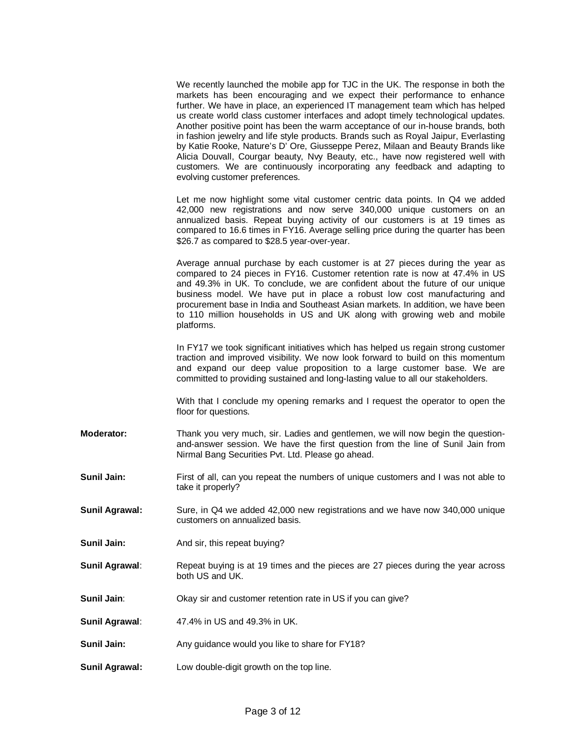We recently launched the mobile app for TJC in the UK. The response in both the markets has been encouraging and we expect their performance to enhance further. We have in place, an experienced IT management team which has helped us create world class customer interfaces and adopt timely technological updates. Another positive point has been the warm acceptance of our in-house brands, both in fashion jewelry and life style products. Brands such as Royal Jaipur, Everlasting by Katie Rooke, Nature's D' Ore, Giusseppe Perez, Milaan and Beauty Brands like Alicia Douvall, Courgar beauty, Nvy Beauty, etc., have now registered well with customers. We are continuously incorporating any feedback and adapting to evolving customer preferences.

Let me now highlight some vital customer centric data points. In Q4 we added 42,000 new registrations and now serve 340,000 unique customers on an annualized basis. Repeat buying activity of our customers is at 19 times as compared to 16.6 times in FY16. Average selling price during the quarter has been $26.7 as compared to $28.5 year-over-year.

Average annual purchase by each customer is at 27 pieces during the year as compared to 24 pieces in FY16. Customer retention rate is now at 47.4% in US and 49.3% in UK. To conclude, we are confident about the future of our unique business model. We have put in place a robust low cost manufacturing and procurement base in India and Southeast Asian markets. In addition, we have been to 110 million households in US and UK along with growing web and mobile platforms.

In FY17 we took significant initiatives which has helped us regain strong customer traction and improved visibility. We now look forward to build on this momentum and expand our deep value proposition to a large customer base. We are committed to providing sustained and long-lasting value to all our stakeholders.

With that I conclude my opening remarks and I request the operator to open the floor for questions.

**Moderator:** Thank you very much, sir. Ladies and gentlemen, we will now begin the question-and-answer session. We have the first question from the line of Sunil Jain from Nirmal Bang Securities Pvt. Ltd. Please go ahead.

**Sunil Jain:** First of all, can you repeat the numbers of unique customers and I was not able to take it properly?

**Sunil Agrawal:** Sure, in Q4 we added 42,000 new registrations and we have now 340,000 unique customers on annualized basis.

**Sunil Jain:** And sir, this repeat buying?

**Sunil Agrawal**: Repeat buying is at 19 times and the pieces are 27 pieces during the year across both US and UK.

**Sunil Jain**: Okay sir and customer retention rate in US if you can give?

**Sunil Agrawal**: 47.4% in US and 49.3% in UK.

**Sunil Jain:** Any guidance would you like to share for FY18?

**Sunil Agrawal:** Low double-digit growth on the top line.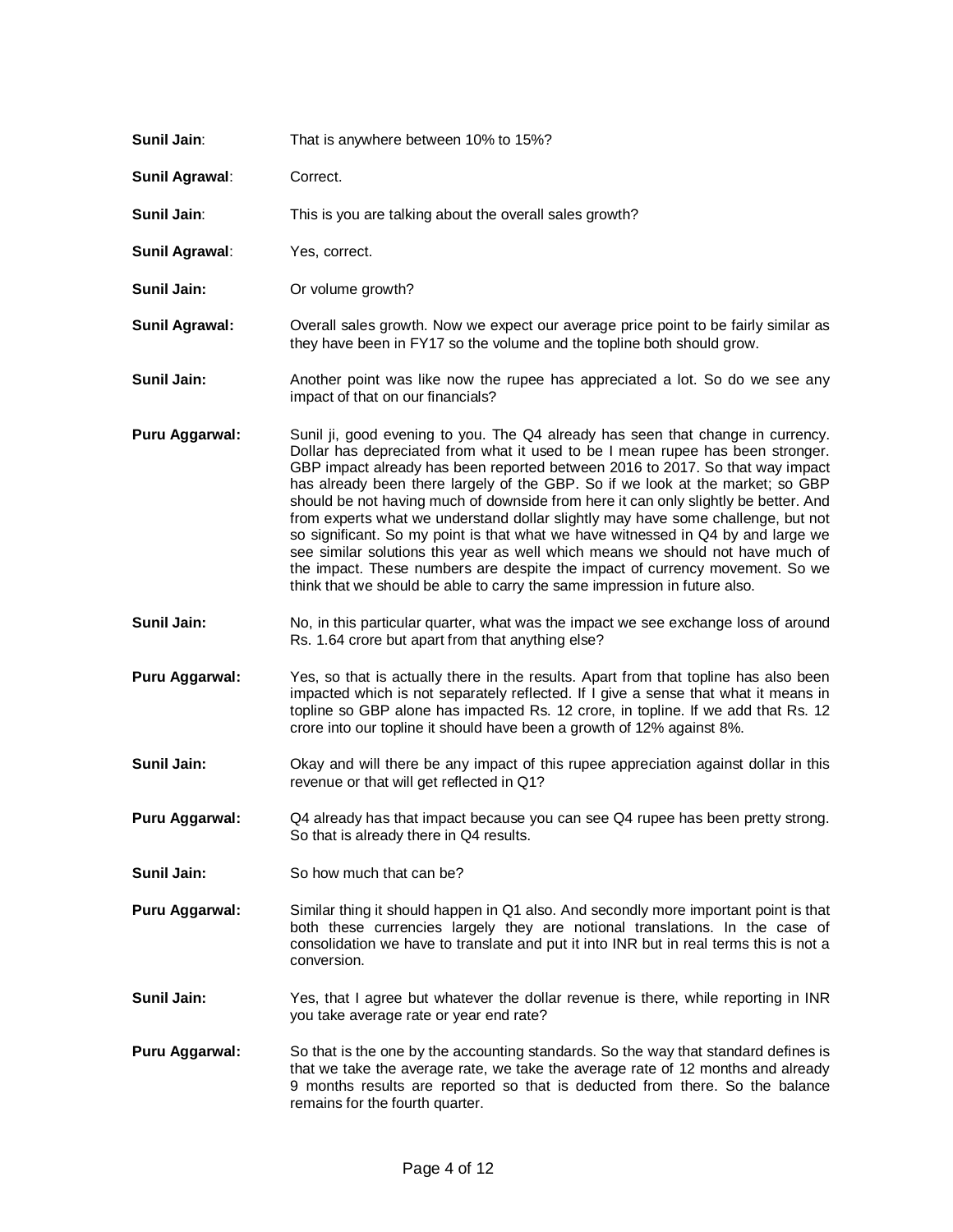**Sunil Jain**: That is anywhere between 10% to 15%?

**Sunil Agrawal**: Correct.

**Sunil Jain**: This is you are talking about the overall sales growth?

**Sunil Agrawal**: Yes, correct.

**Sunil Jain:** Or volume growth?

**Sunil Agrawal:** Overall sales growth. Now we expect our average price point to be fairly similar as they have been in FY17 so the volume and the topline both should grow.

**Sunil Jain:** Another point was like now the rupee has appreciated a lot. So do we see any impact of that on our financials?

**Puru Aggarwal:** Sunil ji, good evening to you. The Q4 already has seen that change in currency. Dollar has depreciated from what it used to be I mean rupee has been stronger. GBP impact already has been reported between 2016 to 2017. So that way impact has already been there largely of the GBP. So if we look at the market; so GBP should be not having much of downside from here it can only slightly be better. And from experts what we understand dollar slightly may have some challenge, but not so significant. So my point is that what we have witnessed in Q4 by and large we see similar solutions this year as well which means we should not have much of the impact. These numbers are despite the impact of currency movement. So we think that we should be able to carry the same impression in future also.

**Sunil Jain:** No, in this particular quarter, what was the impact we see exchange loss of around Rs. 1.64 crore but apart from that anything else?

**Puru Aggarwal:** Yes, so that is actually there in the results. Apart from that topline has also been impacted which is not separately reflected. If I give a sense that what it means in topline so GBP alone has impacted Rs. 12 crore, in topline. If we add that Rs. 12 crore into our topline it should have been a growth of 12% against 8%.

**Sunil Jain:** Okay and will there be any impact of this rupee appreciation against dollar in this revenue or that will get reflected in Q1?

**Puru Aggarwal:** Q4 already has that impact because you can see Q4 rupee has been pretty strong. So that is already there in Q4 results.

**Sunil Jain:** So how much that can be?

**Puru Aggarwal:** Similar thing it should happen in Q1 also. And secondly more important point is that both these currencies largely they are notional translations. In the case of consolidation we have to translate and put it into INR but in real terms this is not a conversion.

**Sunil Jain:** Yes, that I agree but whatever the dollar revenue is there, while reporting in INR you take average rate or year end rate?

**Puru Aggarwal:** So that is the one by the accounting standards. So the way that standard defines is that we take the average rate, we take the average rate of 12 months and already 9 months results are reported so that is deducted from there. So the balance remains for the fourth quarter.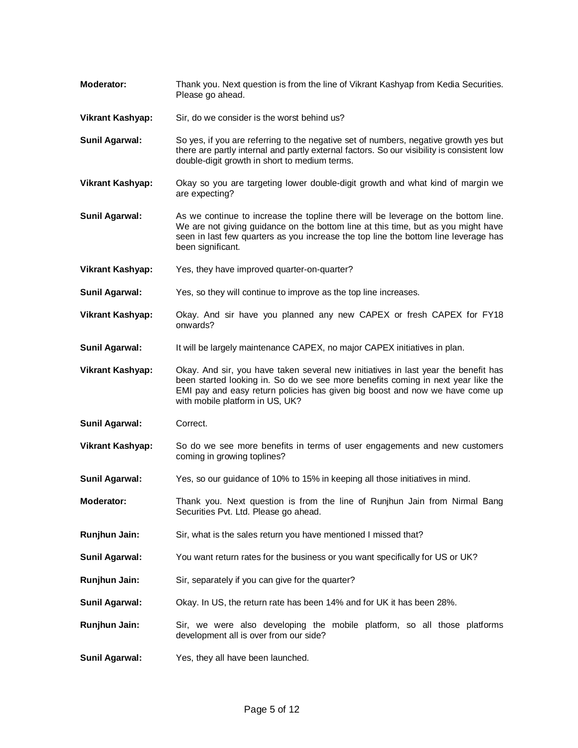**Moderator:** Thank you. Next question is from the line of Vikrant Kashyap from Kedia Securities. Please go ahead.

**Vikrant Kashyap:** Sir, do we consider is the worst behind us?

**Sunil Agarwal:** So yes, if you are referring to the negative set of numbers, negative growth yes but there are partly internal and partly external factors. So our visibility is consistent low double-digit growth in short to medium terms.

**Vikrant Kashyap:** Okay so you are targeting lower double-digit growth and what kind of margin we are expecting?

**Sunil Agarwal:** As we continue to increase the topline there will be leverage on the bottom line. We are not giving guidance on the bottom line at this time, but as you might have seen in last few quarters as you increase the top line the bottom line leverage has been significant.

**Vikrant Kashyap:** Yes, they have improved quarter-on-quarter?

**Sunil Agarwal:** Yes, so they will continue to improve as the top line increases.

**Vikrant Kashyap:** Okay. And sir have you planned any new CAPEX or fresh CAPEX for FY18 onwards?

**Sunil Agarwal:** It will be largely maintenance CAPEX, no major CAPEX initiatives in plan.

**Vikrant Kashyap:** Okay. And sir, you have taken several new initiatives in last year the benefit has been started looking in. So do we see more benefits coming in next year like the EMI pay and easy return policies has given big boost and now we have come up with mobile platform in US, UK?

**Sunil Agarwal:** Correct.

**Vikrant Kashyap:** So do we see more benefits in terms of user engagements and new customers coming in growing toplines?

**Sunil Agarwal:** Yes, so our guidance of 10% to 15% in keeping all those initiatives in mind.

**Moderator:** Thank you. Next question is from the line of Runjhun Jain from Nirmal Bang Securities Pvt. Ltd. Please go ahead.

**Runjhun Jain:** Sir, what is the sales return you have mentioned I missed that?

**Sunil Agarwal:** You want return rates for the business or you want specifically for US or UK?

**Runjhun Jain:** Sir, separately if you can give for the quarter?

**Sunil Agarwal:** Okay. In US, the return rate has been 14% and for UK it has been 28%.

**Runjhun Jain:** Sir, we were also developing the mobile platform, so all those platforms development all is over from our side?

**Sunil Agarwal:** Yes, they all have been launched.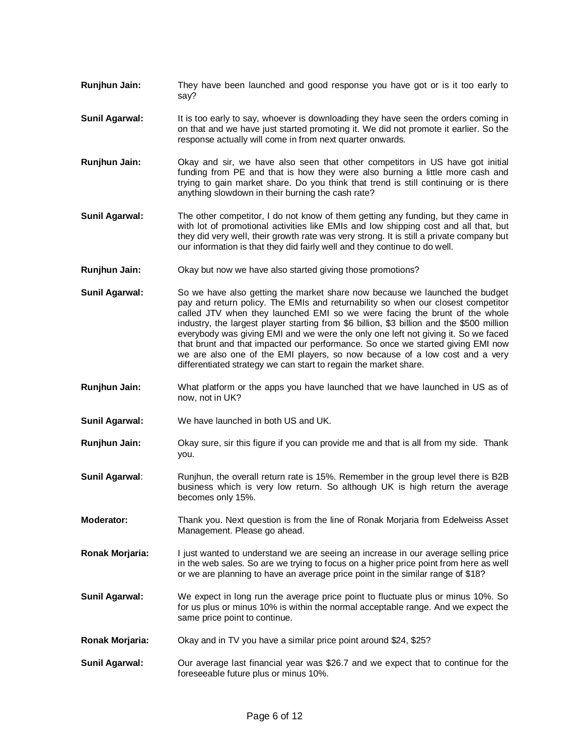**Runjhun Jain:** They have been launched and good response you have got or is it too early to say?

**Sunil Agarwal:** It is too early to say, whoever is downloading they have seen the orders coming in on that and we have just started promoting it. We did not promote it earlier. So the response actually will come in from next quarter onwards.

**Runjhun Jain:** Okay and sir, we have also seen that other competitors in US have got initial funding from PE and that is how they were also burning a little more cash and trying to gain market share. Do you think that trend is still continuing or is there anything slowdown in their burning the cash rate?

**Sunil Agarwal:** The other competitor, I do not know of them getting any funding, but they came in with lot of promotional activities like EMIs and low shipping cost and all that, but they did very well, their growth rate was very strong. It is still a private company but our information is that they did fairly well and they continue to do well.

**Runjhun Jain:** Okay but now we have also started giving those promotions?

**Sunil Agarwal:** So we have also getting the market share now because we launched the budget pay and return policy. The EMIs and returnability so when our closest competitor called JTV when they launched EMI so we were facing the brunt of the whole industry, the largest player starting from $6 billion, $3 billion and the $500 million everybody was giving EMI and we were the only one left not giving it. So we faced that brunt and that impacted our performance. So once we started giving EMI now we are also one of the EMI players, so now because of a low cost and a very differentiated strategy we can start to regain the market share.

**Runjhun Jain:** What platform or the apps you have launched that we have launched in US as of now, not in UK?

**Sunil Agarwal:** We have launched in both US and UK.

**Runjhun Jain:** Okay sure, sir this figure if you can provide me and that is all from my side. Thank you.

**Sunil Agarwal**: Runjhun, the overall return rate is 15%. Remember in the group level there is B2B business which is very low return. So although UK is high return the average becomes only 15%.

**Moderator:** Thank you. Next question is from the line of Ronak Morjaria from Edelweiss Asset Management. Please go ahead.

**Ronak Morjaria:** I just wanted to understand we are seeing an increase in our average selling price in the web sales. So are we trying to focus on a higher price point from here as well or we are planning to have an average price point in the similar range of $18?

**Sunil Agarwal:** We expect in long run the average price point to fluctuate plus or minus 10%. So for us plus or minus 10% is within the normal acceptable range. And we expect the same price point to continue.

**Ronak Morjaria:** Okay and in TV you have a similar price point around $24, $25?

**Sunil Agarwal:** Our average last financial year was $26.7 and we expect that to continue for the foreseeable future plus or minus 10%.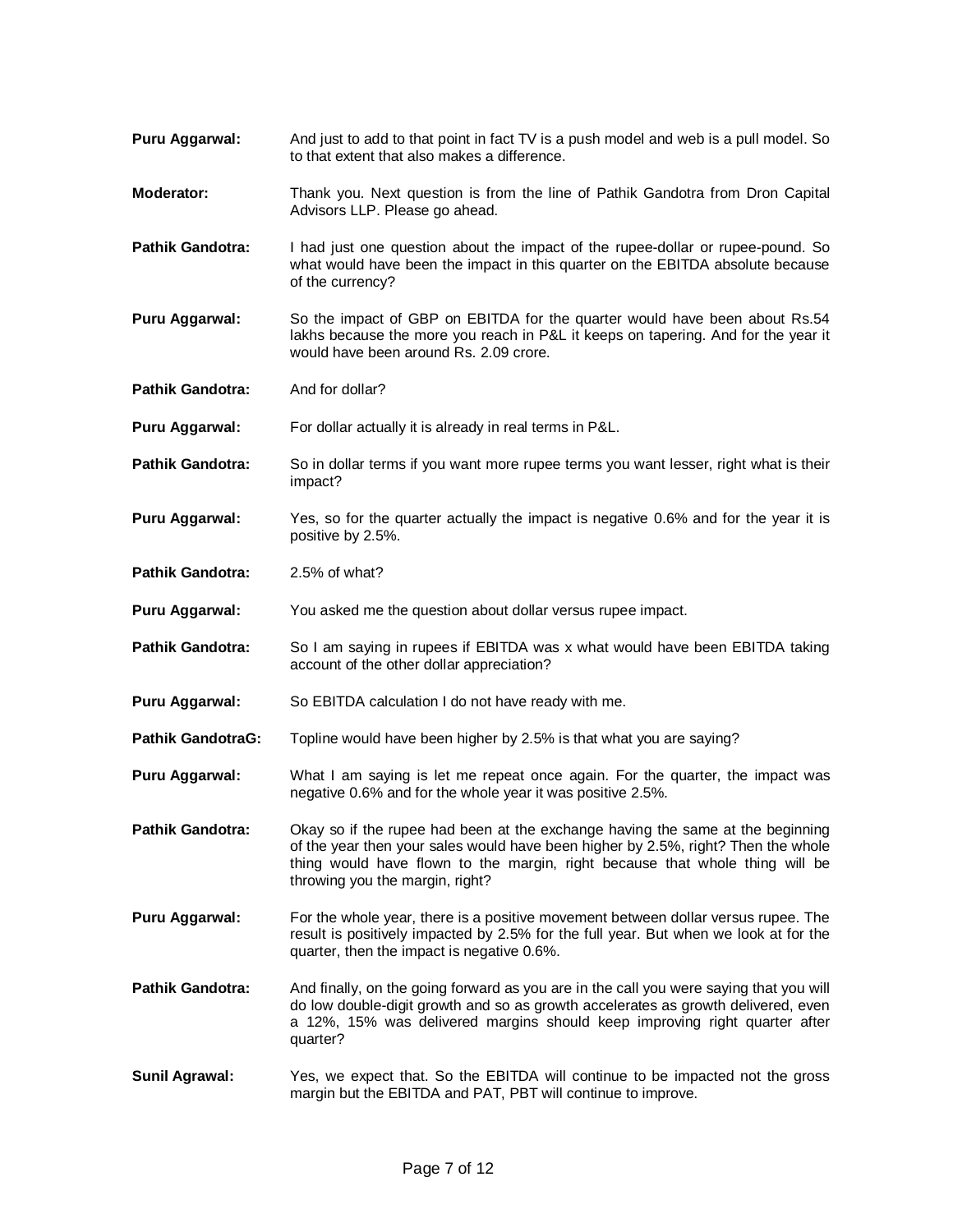**Puru Aggarwal:** And just to add to that point in fact TV is a push model and web is a pull model. So to that extent that also makes a difference.

**Moderator:** Thank you. Next question is from the line of Pathik Gandotra from Dron Capital Advisors LLP. Please go ahead.

**Pathik Gandotra:** I had just one question about the impact of the rupee-dollar or rupee-pound. So what would have been the impact in this quarter on the EBITDA absolute because of the currency?

**Puru Aggarwal:** So the impact of GBP on EBITDA for the quarter would have been about Rs.54 lakhs because the more you reach in P&L it keeps on tapering. And for the year it would have been around Rs. 2.09 crore.

**Pathik Gandotra:** And for dollar?

**Puru Aggarwal:** For dollar actually it is already in real terms in P&L.

**Pathik Gandotra:** So in dollar terms if you want more rupee terms you want lesser, right what is their impact?

**Puru Aggarwal:** Yes, so for the quarter actually the impact is negative 0.6% and for the year it is positive by 2.5%.

**Pathik Gandotra:** 2.5% of what?

**Puru Aggarwal:** You asked me the question about dollar versus rupee impact.

**Pathik Gandotra:** So I am saying in rupees if EBITDA was x what would have been EBITDA taking account of the other dollar appreciation?

**Puru Aggarwal:** So EBITDA calculation I do not have ready with me.

**Pathik GandotraG:** Topline would have been higher by 2.5% is that what you are saying?

**Puru Aggarwal:** What I am saying is let me repeat once again. For the quarter, the impact was negative 0.6% and for the whole year it was positive 2.5%.

**Pathik Gandotra:** Okay so if the rupee had been at the exchange having the same at the beginning of the year then your sales would have been higher by 2.5%, right? Then the whole thing would have flown to the margin, right because that whole thing will be throwing you the margin, right?

**Puru Aggarwal:** For the whole year, there is a positive movement between dollar versus rupee. The result is positively impacted by 2.5% for the full year. But when we look at for the quarter, then the impact is negative 0.6%.

**Pathik Gandotra:** And finally, on the going forward as you are in the call you were saying that you will do low double-digit growth and so as growth accelerates as growth delivered, even a 12%, 15% was delivered margins should keep improving right quarter after quarter?

**Sunil Agrawal:** Yes, we expect that. So the EBITDA will continue to be impacted not the gross margin but the EBITDA and PAT, PBT will continue to improve.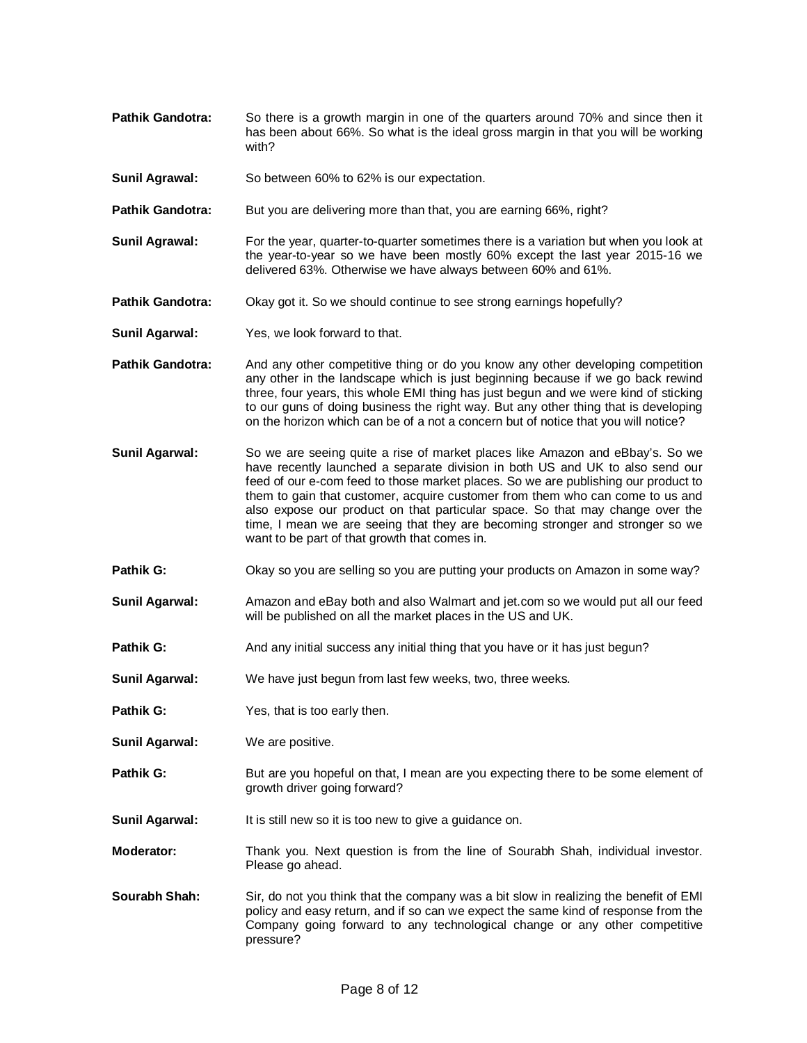**Pathik Gandotra:** So there is a growth margin in one of the quarters around 70% and since then it has been about 66%. So what is the ideal gross margin in that you will be working with?

**Sunil Agrawal:** So between 60% to 62% is our expectation.

**Pathik Gandotra:** But you are delivering more than that, you are earning 66%, right?

**Sunil Agrawal:** For the year, quarter-to-quarter sometimes there is a variation but when you look at the year-to-year so we have been mostly 60% except the last year 2015-16 we delivered 63%. Otherwise we have always between 60% and 61%.

**Pathik Gandotra:** Okay got it. So we should continue to see strong earnings hopefully?

**Sunil Agarwal:** Yes, we look forward to that.

**Pathik Gandotra:** And any other competitive thing or do you know any other developing competition any other in the landscape which is just beginning because if we go back rewind three, four years, this whole EMI thing has just begun and we were kind of sticking to our guns of doing business the right way. But any other thing that is developing on the horizon which can be of a not a concern but of notice that you will notice?

**Sunil Agarwal:** So we are seeing quite a rise of market places like Amazon and eBbay's. So we have recently launched a separate division in both US and UK to also send our feed of our e-com feed to those market places. So we are publishing our product to them to gain that customer, acquire customer from them who can come to us and also expose our product on that particular space. So that may change over the time, I mean we are seeing that they are becoming stronger and stronger so we want to be part of that growth that comes in.

**Pathik G:** Okay so you are selling so you are putting your products on Amazon in some way?

**Sunil Agarwal:** Amazon and eBay both and also Walmart and jet.com so we would put all our feed will be published on all the market places in the US and UK.

**Pathik G:** And any initial success any initial thing that you have or it has just begun?

**Sunil Agarwal:** We have just begun from last few weeks, two, three weeks.

**Pathik G:** Yes, that is too early then.

**Sunil Agarwal:** We are positive.

**Pathik G:** But are you hopeful on that, I mean are you expecting there to be some element of growth driver going forward?

**Sunil Agarwal:** It is still new so it is too new to give a guidance on.

**Moderator:** Thank you. Next question is from the line of Sourabh Shah, individual investor. Please go ahead.

**Sourabh Shah:** Sir, do not you think that the company was a bit slow in realizing the benefit of EMI policy and easy return, and if so can we expect the same kind of response from the Company going forward to any technological change or any other competitive pressure?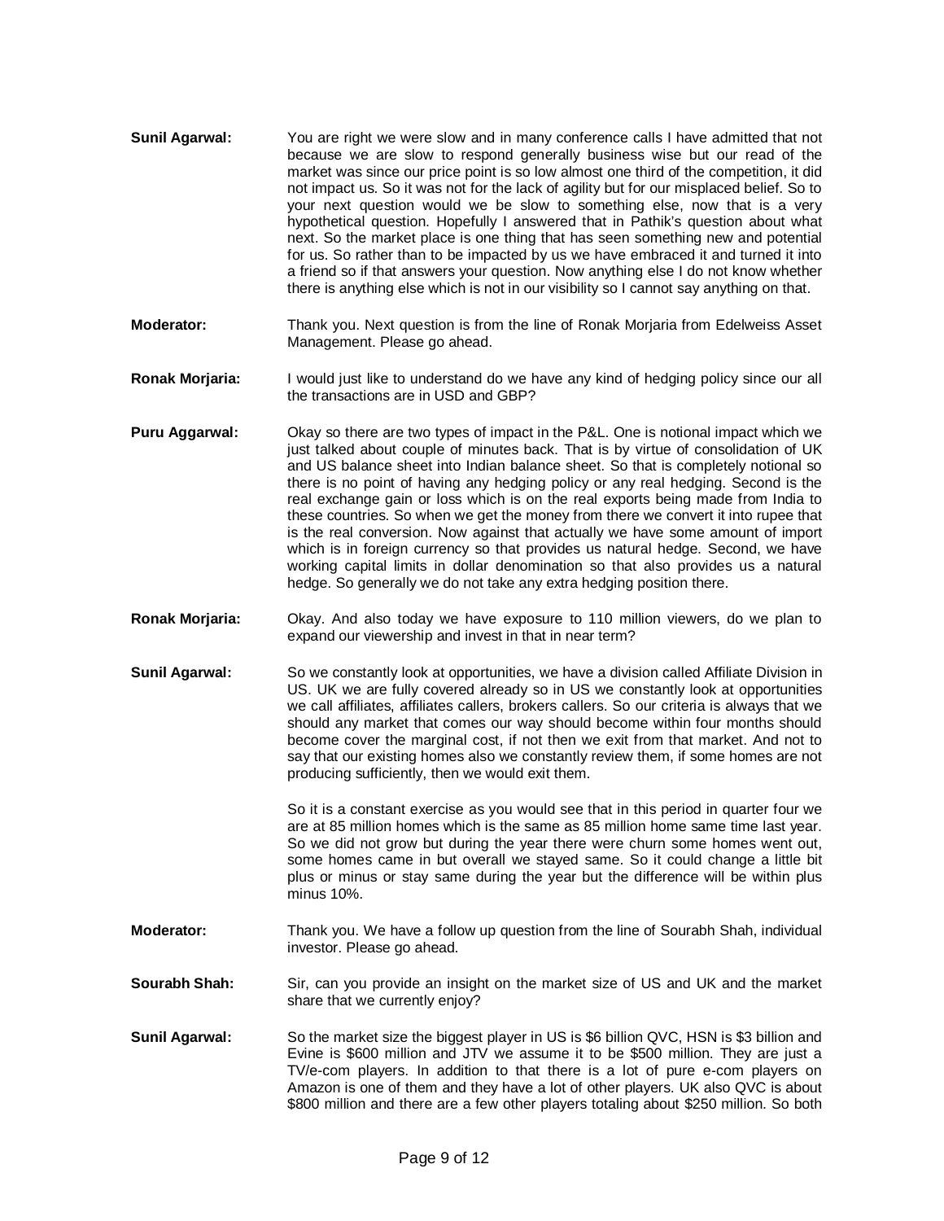**Sunil Agarwal:** You are right we were slow and in many conference calls I have admitted that not because we are slow to respond generally business wise but our read of the market was since our price point is so low almost one third of the competition, it did not impact us. So it was not for the lack of agility but for our misplaced belief. So to your next question would we be slow to something else, now that is a very hypothetical question. Hopefully I answered that in Pathik's question about what next. So the market place is one thing that has seen something new and potential for us. So rather than to be impacted by us we have embraced it and turned it into a friend so if that answers your question. Now anything else I do not know whether there is anything else which is not in our visibility so I cannot say anything on that.

**Moderator:** Thank you. Next question is from the line of Ronak Morjaria from Edelweiss Asset Management. Please go ahead.

**Ronak Morjaria:** I would just like to understand do we have any kind of hedging policy since our all the transactions are in USD and GBP?

**Puru Aggarwal:** Okay so there are two types of impact in the P&L. One is notional impact which we just talked about couple of minutes back. That is by virtue of consolidation of UK and US balance sheet into Indian balance sheet. So that is completely notional so there is no point of having any hedging policy or any real hedging. Second is the real exchange gain or loss which is on the real exports being made from India to these countries. So when we get the money from there we convert it into rupee that is the real conversion. Now against that actually we have some amount of import which is in foreign currency so that provides us natural hedge. Second, we have working capital limits in dollar denomination so that also provides us a natural hedge. So generally we do not take any extra hedging position there.

**Ronak Morjaria:** Okay. And also today we have exposure to 110 million viewers, do we plan to expand our viewership and invest in that in near term?

**Sunil Agarwal:** So we constantly look at opportunities, we have a division called Affiliate Division in US. UK we are fully covered already so in US we constantly look at opportunities we call affiliates, affiliates callers, brokers callers. So our criteria is always that we should any market that comes our way should become within four months should become cover the marginal cost, if not then we exit from that market. And not to say that our existing homes also we constantly review them, if some homes are not producing sufficiently, then we would exit them.

So it is a constant exercise as you would see that in this period in quarter four we are at 85 million homes which is the same as 85 million home same time last year. So we did not grow but during the year there were churn some homes went out, some homes came in but overall we stayed same. So it could change a little bit plus or minus or stay same during the year but the difference will be within plus minus 10%.

**Moderator:** Thank you. We have a follow up question from the line of Sourabh Shah, individual investor. Please go ahead.

**Sourabh Shah:** Sir, can you provide an insight on the market size of US and UK and the market share that we currently enjoy?

**Sunil Agarwal:** So the market size the biggest player in US is $6 billion QVC, HSN is $3 billion and Evine is $600 million and JTV we assume it to be $500 million. They are just a TV/e-com players. In addition to that there is a lot of pure e-com players on Amazon is one of them and they have a lot of other players. UK also QVC is about $800 million and there are a few other players totaling about $250 million. So both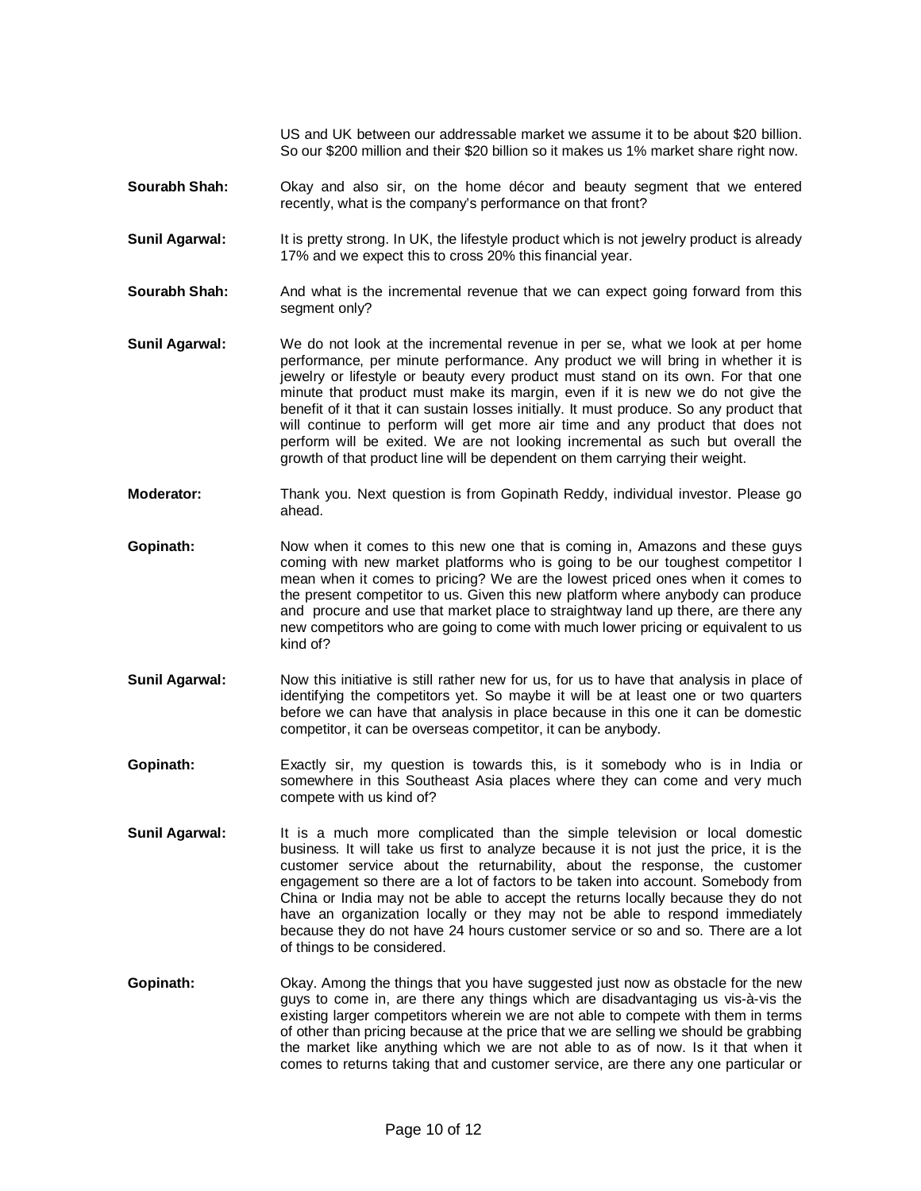US and UK between our addressable market we assume it to be about $20 billion. So our $200 million and their $20 billion so it makes us 1% market share right now.

**Sourabh Shah:** Okay and also sir, on the home décor and beauty segment that we entered recently, what is the company's performance on that front?

**Sunil Agarwal:** It is pretty strong. In UK, the lifestyle product which is not jewelry product is already 17% and we expect this to cross 20% this financial year.

**Sourabh Shah:** And what is the incremental revenue that we can expect going forward from this segment only?

**Sunil Agarwal:** We do not look at the incremental revenue in per se, what we look at per home performance, per minute performance. Any product we will bring in whether it is jewelry or lifestyle or beauty every product must stand on its own. For that one minute that product must make its margin, even if it is new we do not give the benefit of it that it can sustain losses initially. It must produce. So any product that will continue to perform will get more air time and any product that does not perform will be exited. We are not looking incremental as such but overall the growth of that product line will be dependent on them carrying their weight.

**Moderator:** Thank you. Next question is from Gopinath Reddy, individual investor. Please go ahead.

**Gopinath:** Now when it comes to this new one that is coming in, Amazons and these guys coming with new market platforms who is going to be our toughest competitor I mean when it comes to pricing? We are the lowest priced ones when it comes to the present competitor to us. Given this new platform where anybody can produce and procure and use that market place to straightway land up there, are there any new competitors who are going to come with much lower pricing or equivalent to us kind of?

**Sunil Agarwal:** Now this initiative is still rather new for us, for us to have that analysis in place of identifying the competitors yet. So maybe it will be at least one or two quarters before we can have that analysis in place because in this one it can be domestic competitor, it can be overseas competitor, it can be anybody.

**Gopinath:** Exactly sir, my question is towards this, is it somebody who is in India or somewhere in this Southeast Asia places where they can come and very much compete with us kind of?

**Sunil Agarwal:** It is a much more complicated than the simple television or local domestic business. It will take us first to analyze because it is not just the price, it is the customer service about the returnability, about the response, the customer engagement so there are a lot of factors to be taken into account. Somebody from China or India may not be able to accept the returns locally because they do not have an organization locally or they may not be able to respond immediately because they do not have 24 hours customer service or so and so. There are a lot of things to be considered.

**Gopinath:** Okay. Among the things that you have suggested just now as obstacle for the new guys to come in, are there any things which are disadvantaging us vis-à-vis the existing larger competitors wherein we are not able to compete with them in terms of other than pricing because at the price that we are selling we should be grabbing the market like anything which we are not able to as of now. Is it that when it comes to returns taking that and customer service, are there any one particular or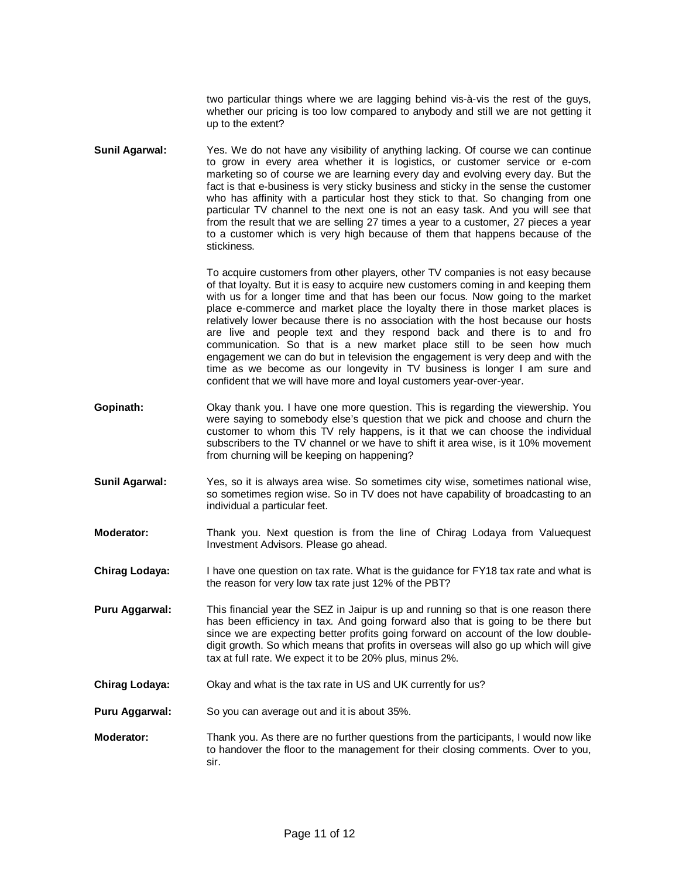two particular things where we are lagging behind vis-à-vis the rest of the guys, whether our pricing is too low compared to anybody and still we are not getting it up to the extent?

**Sunil Agarwal:** Yes. We do not have any visibility of anything lacking. Of course we can continue to grow in every area whether it is logistics, or customer service or e-com marketing so of course we are learning every day and evolving every day. But the fact is that e-business is very sticky business and sticky in the sense the customer who has affinity with a particular host they stick to that. So changing from one particular TV channel to the next one is not an easy task. And you will see that from the result that we are selling 27 times a year to a customer, 27 pieces a year to a customer which is very high because of them that happens because of the stickiness.

To acquire customers from other players, other TV companies is not easy because of that loyalty. But it is easy to acquire new customers coming in and keeping them with us for a longer time and that has been our focus. Now going to the market place e-commerce and market place the loyalty there in those market places is relatively lower because there is no association with the host because our hosts are live and people text and they respond back and there is to and fro communication. So that is a new market place still to be seen how much engagement we can do but in television the engagement is very deep and with the time as we become as our longevity in TV business is longer I am sure and confident that we will have more and loyal customers year-over-year.

**Gopinath:** Okay thank you. I have one more question. This is regarding the viewership. You were saying to somebody else's question that we pick and choose and churn the customer to whom this TV rely happens, is it that we can choose the individual subscribers to the TV channel or we have to shift it area wise, is it 10% movement from churning will be keeping on happening?

**Sunil Agarwal:** Yes, so it is always area wise. So sometimes city wise, sometimes national wise, so sometimes region wise. So in TV does not have capability of broadcasting to an individual a particular feet.

**Moderator:** Thank you. Next question is from the line of Chirag Lodaya from Valuequest Investment Advisors. Please go ahead.

**Chirag Lodaya:** I have one question on tax rate. What is the guidance for FY18 tax rate and what is the reason for very low tax rate just 12% of the PBT?

**Puru Aggarwal:** This financial year the SEZ in Jaipur is up and running so that is one reason there has been efficiency in tax. And going forward also that is going to be there but since we are expecting better profits going forward on account of the low double-digit growth. So which means that profits in overseas will also go up which will give tax at full rate. We expect it to be 20% plus, minus 2%.

**Chirag Lodaya:** Okay and what is the tax rate in US and UK currently for us?

**Puru Aggarwal:** So you can average out and it is about 35%.

**Moderator:** Thank you. As there are no further questions from the participants, I would now like to handover the floor to the management for their closing comments. Over to you, sir.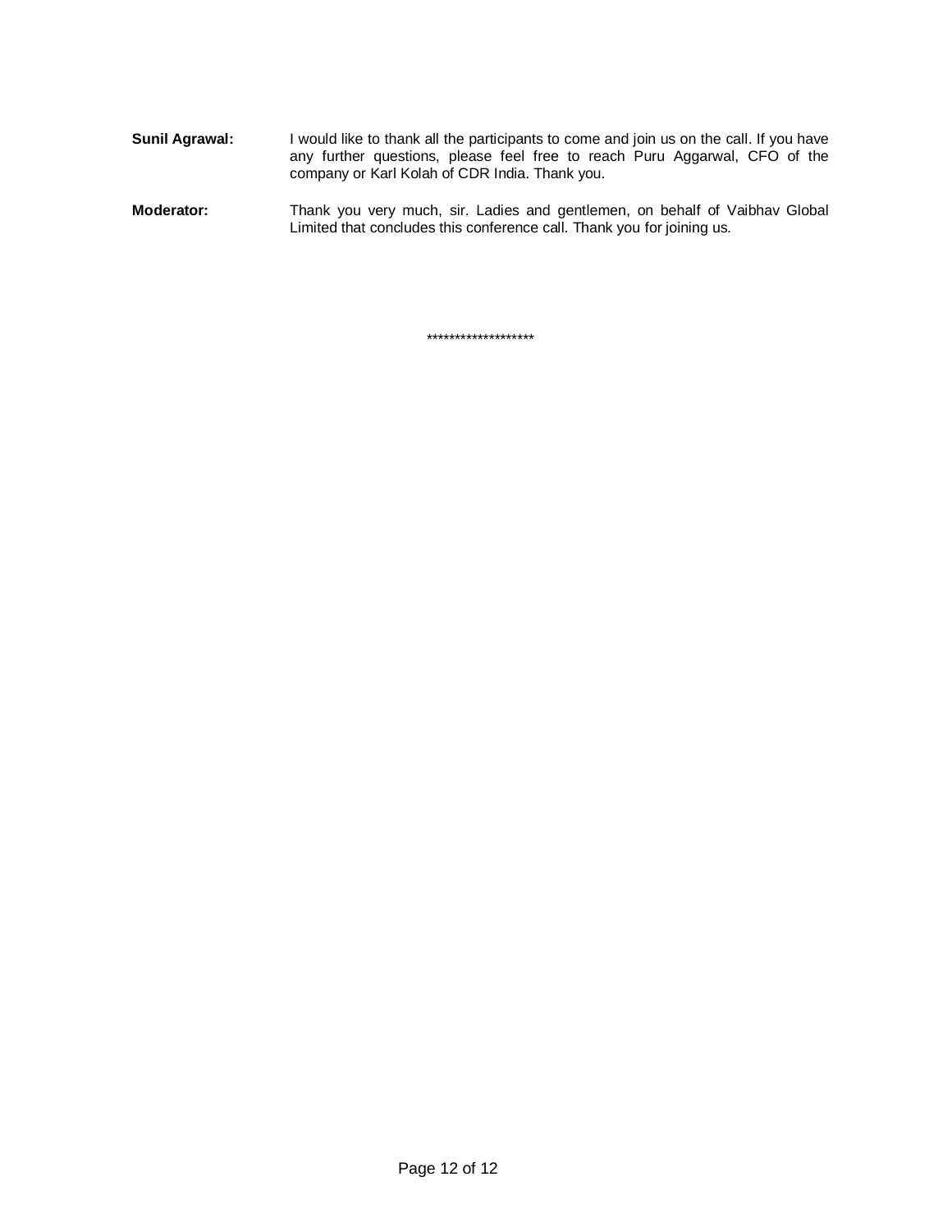**Sunil Agrawal:** I would like to thank all the participants to come and join us on the call. If you have any further questions, please feel free to reach Puru Aggarwal, CFO of the company or Karl Kolah of CDR India. Thank you.

**Moderator:** Thank you very much, sir. Ladies and gentlemen, on behalf of Vaibhav Global Limited that concludes this conference call. Thank you for joining us.

*******************